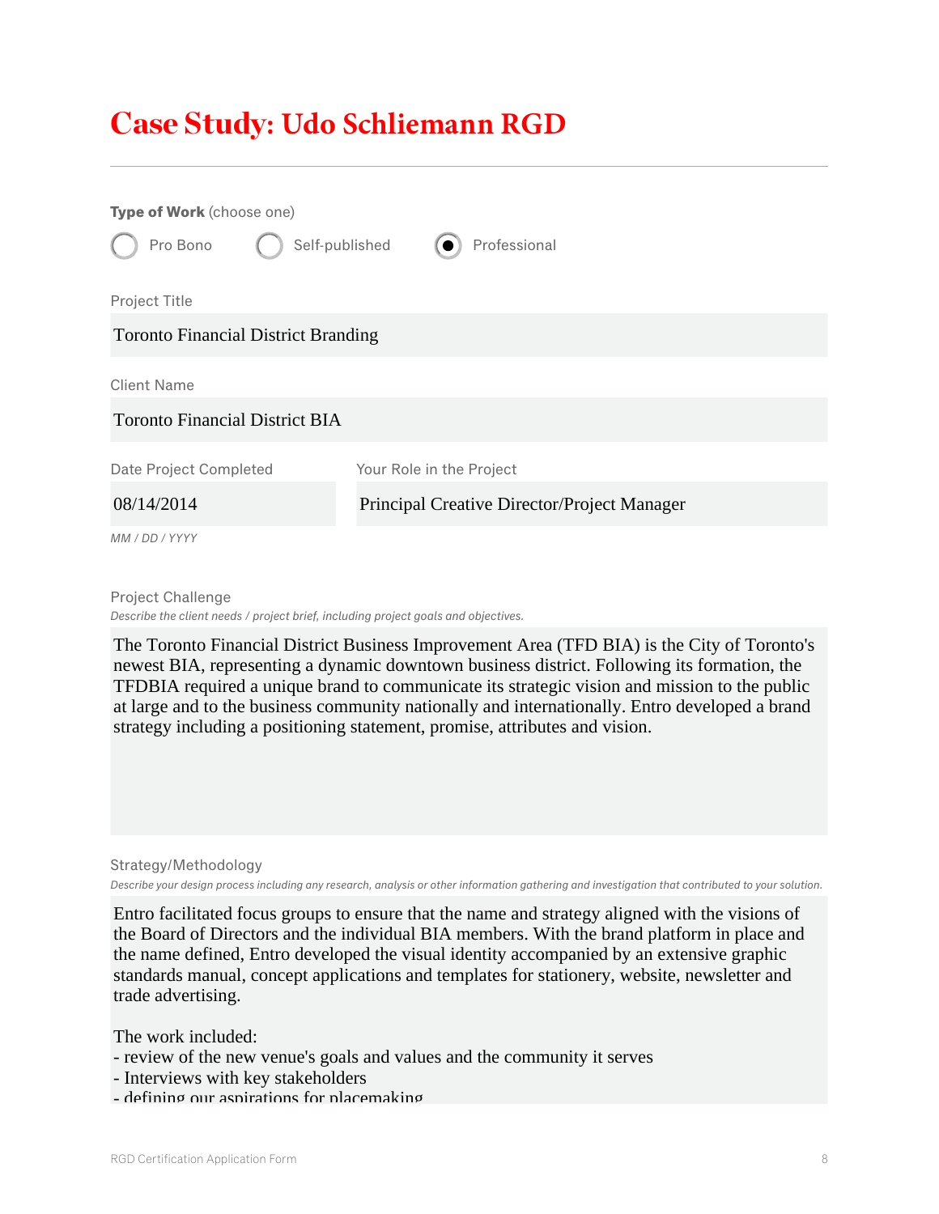# Case Study: Udo Schliemann RGD

**Type of Work** (choose one)

- ○ Pro Bono
- ○ Self-published
- ● Professional

Project Title

Toronto Financial District Branding

Client Name

Toronto Financial District BIA

Date Project Completed

08/14/2014

*MM / DD / YYYY*

Your Role in the Project

Principal Creative Director/Project Manager

Project Challenge

*Describe the client needs / project brief, including project goals and objectives.*

The Toronto Financial District Business Improvement Area (TFD BIA) is the City of Toronto's newest BIA, representing a dynamic downtown business district. Following its formation, the TFDBIA required a unique brand to communicate its strategic vision and mission to the public at large and to the business community nationally and internationally. Entro developed a brand strategy including a positioning statement, promise, attributes and vision.

Strategy/Methodology

*Describe your design process including any research, analysis or other information gathering and investigation that contributed to your solution.*

Entro facilitated focus groups to ensure that the name and strategy aligned with the visions of the Board of Directors and the individual BIA members. With the brand platform in place and the name defined, Entro developed the visual identity accompanied by an extensive graphic standards manual, concept applications and templates for stationery, website, newsletter and trade advertising.

The work included:
- review of the new venue's goals and values and the community it serves
- Interviews with key stakeholders
- defining our aspirations for placemaking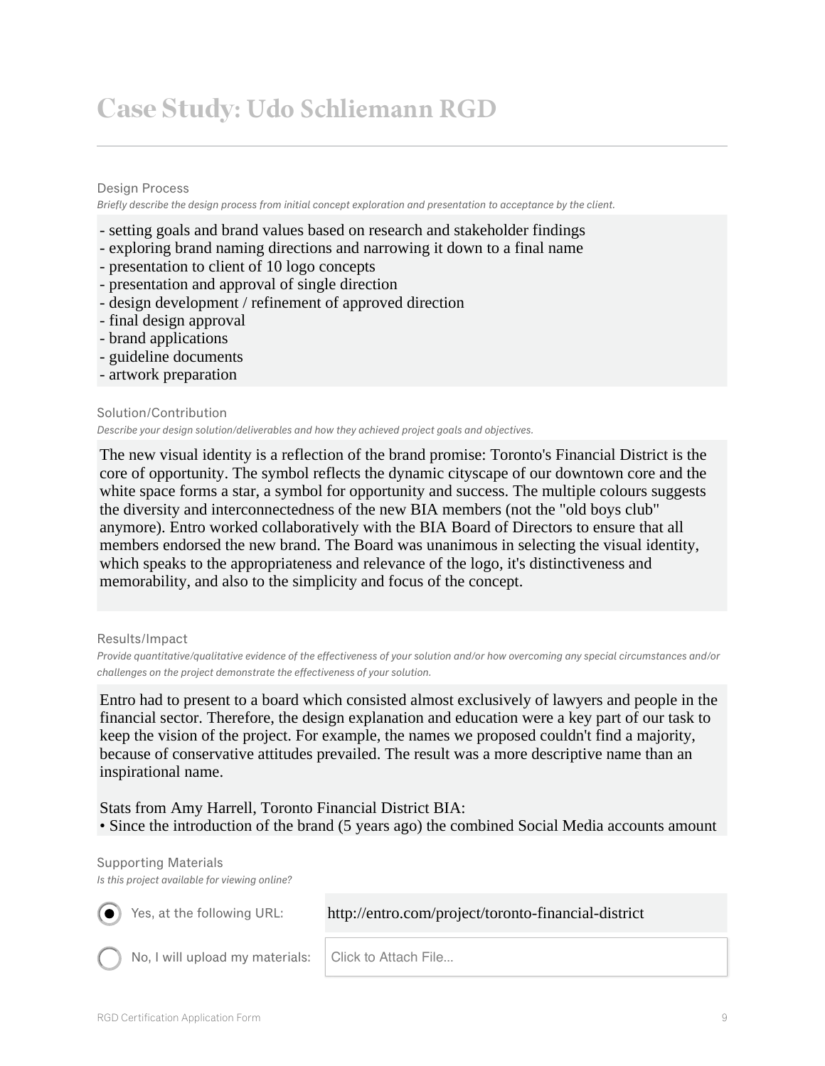# Case Study: Udo Schliemann RGD

Design Process

*Briefly describe the design process from initial concept exploration and presentation to acceptance by the client.*

- setting goals and brand values based on research and stakeholder findings
- exploring brand naming directions and narrowing it down to a final name
- presentation to client of 10 logo concepts
- presentation and approval of single direction
- design development / refinement of approved direction
- final design approval
- brand applications
- guideline documents
- artwork preparation

Solution/Contribution

*Describe your design solution/deliverables and how they achieved project goals and objectives.*

The new visual identity is a reflection of the brand promise: Toronto's Financial District is the core of opportunity. The symbol reflects the dynamic cityscape of our downtown core and the white space forms a star, a symbol for opportunity and success. The multiple colours suggests the diversity and interconnectedness of the new BIA members (not the "old boys club" anymore). Entro worked collaboratively with the BIA Board of Directors to ensure that all members endorsed the new brand. The Board was unanimous in selecting the visual identity, which speaks to the appropriateness and relevance of the logo, it's distinctiveness and memorability, and also to the simplicity and focus of the concept.

Results/Impact

*Provide quantitative/qualitative evidence of the effectiveness of your solution and/or how overcoming any special circumstances and/or challenges on the project demonstrate the effectiveness of your solution.*

Entro had to present to a board which consisted almost exclusively of lawyers and people in the financial sector. Therefore, the design explanation and education were a key part of our task to keep the vision of the project. For example, the names we proposed couldn't find a majority, because of conservative attitudes prevailed. The result was a more descriptive name than an inspirational name.

Stats from Amy Harrell, Toronto Financial District BIA:
• Since the introduction of the brand (5 years ago) the combined Social Media accounts amount

Supporting Materials

*Is this project available for viewing online?*

(●) Yes, at the following URL: http://entro.com/project/toronto-financial-district

( ) No, I will upload my materials: Click to Attach File...